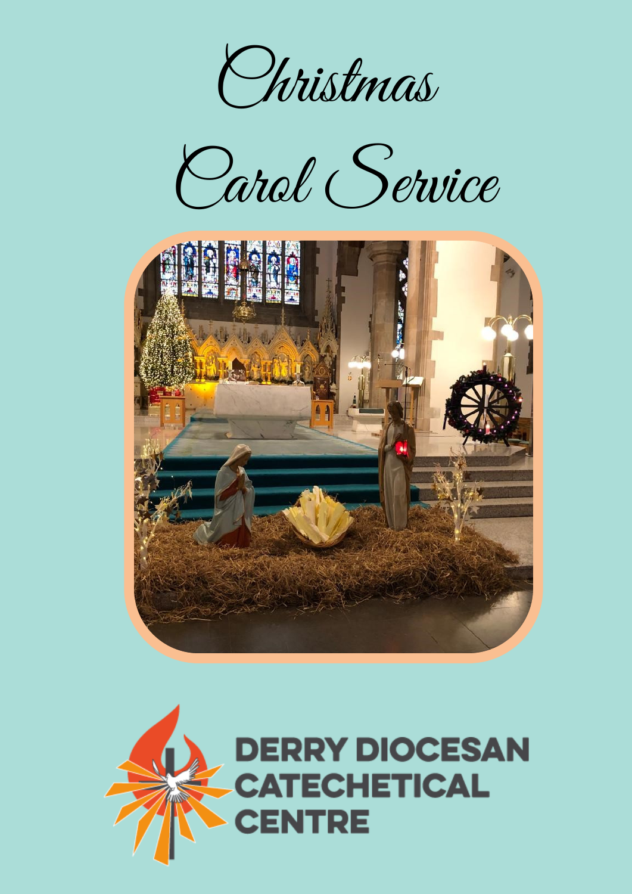# Christmas Carol Service

DERRY DIOCESAN CATECHETICAL CENTRE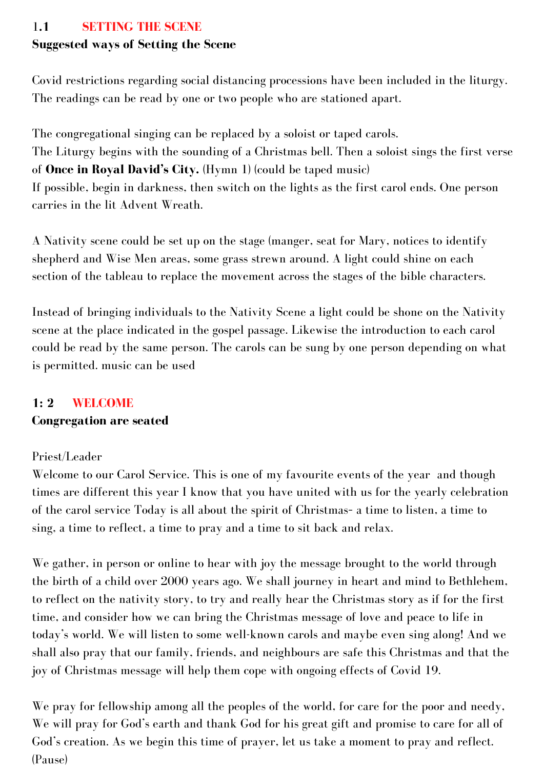## 1.1 SETTING THE SCENE

**Suggested ways of Setting the Scene**

Covid restrictions regarding social distancing processions have been included in the liturgy. The readings can be read by one or two people who are stationed apart.

The congregational singing can be replaced by a soloist or taped carols.
The Liturgy begins with the sounding of a Christmas bell. Then a soloist sings the first verse of **Once in Royal David's City.** (Hymn 1) (could be taped music)
If possible, begin in darkness, then switch on the lights as the first carol ends. One person carries in the lit Advent Wreath.

A Nativity scene could be set up on the stage (manger, seat for Mary, notices to identify shepherd and Wise Men areas, some grass strewn around. A light could shine on each section of the tableau to replace the movement across the stages of the bible characters.

Instead of bringing individuals to the Nativity Scene a light could be shone on the Nativity scene at the place indicated in the gospel passage. Likewise the introduction to each carol could be read by the same person. The carols can be sung by one person depending on what is permitted. music can be used

## 1: 2 WELCOME

**Congregation are seated**

Priest/Leader
Welcome to our Carol Service. This is one of my favourite events of the year and though times are different this year I know that you have united with us for the yearly celebration of the carol service Today is all about the spirit of Christmas- a time to listen, a time to sing, a time to reflect, a time to pray and a time to sit back and relax.

We gather, in person or online to hear with joy the message brought to the world through the birth of a child over 2000 years ago. We shall journey in heart and mind to Bethlehem, to reflect on the nativity story, to try and really hear the Christmas story as if for the first time, and consider how we can bring the Christmas message of love and peace to life in today's world. We will listen to some well-known carols and maybe even sing along! And we shall also pray that our family, friends, and neighbours are safe this Christmas and that the joy of Christmas message will help them cope with ongoing effects of Covid 19.

We pray for fellowship among all the peoples of the world, for care for the poor and needy, We will pray for God's earth and thank God for his great gift and promise to care for all of God's creation. As we begin this time of prayer, let us take a moment to pray and reflect. (Pause)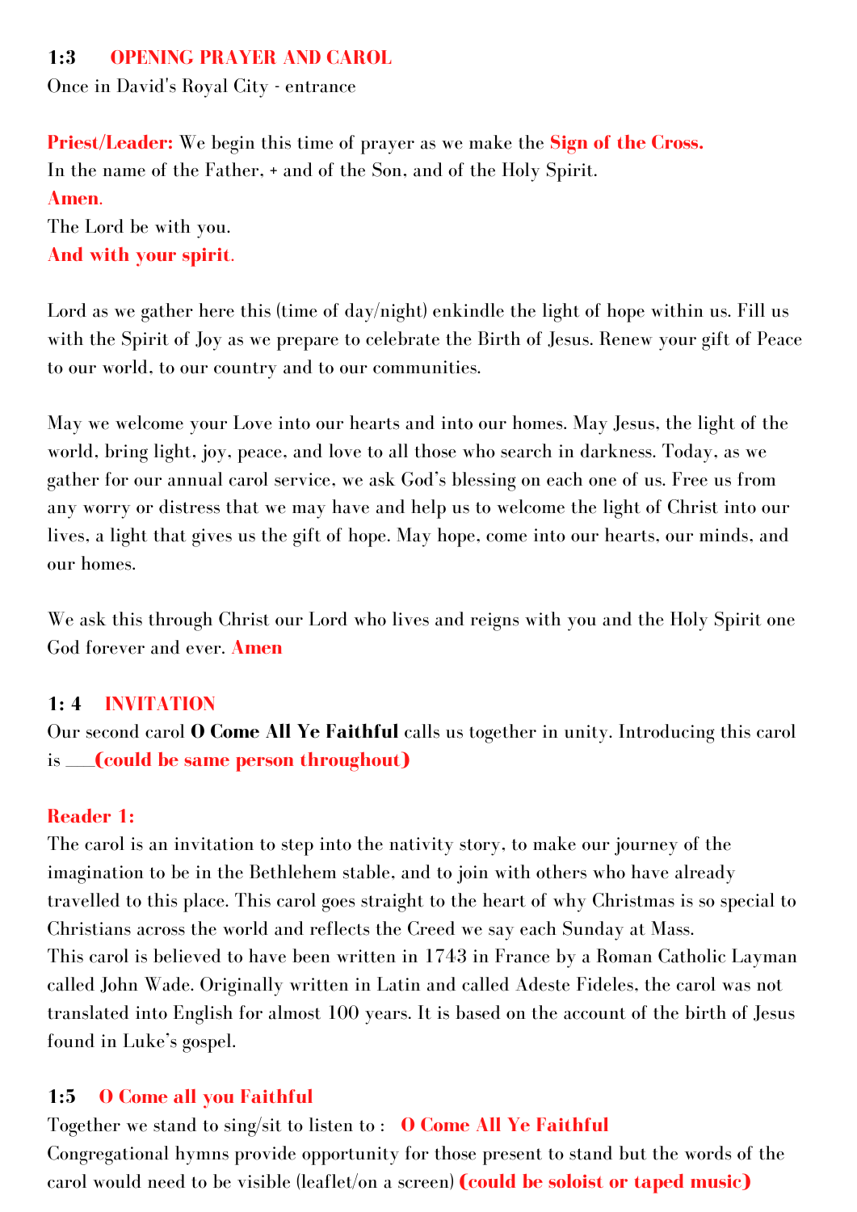### 1:3 **OPENING PRAYER AND CAROL**

Once in David's Royal City - entrance

**Priest/Leader:** We begin this time of prayer as we make the **Sign of the Cross.**
In the name of the Father, + and of the Son, and of the Holy Spirit.
**Amen**.
The Lord be with you.
**And with your spirit**.

Lord as we gather here this (time of day/night) enkindle the light of hope within us. Fill us with the Spirit of Joy as we prepare to celebrate the Birth of Jesus. Renew your gift of Peace to our world, to our country and to our communities.

May we welcome your Love into our hearts and into our homes. May Jesus, the light of the world, bring light, joy, peace, and love to all those who search in darkness. Today, as we gather for our annual carol service, we ask God's blessing on each one of us. Free us from any worry or distress that we may have and help us to welcome the light of Christ into our lives, a light that gives us the gift of hope. May hope, come into our hearts, our minds, and our homes.

We ask this through Christ our Lord who lives and reigns with you and the Holy Spirit one God forever and ever. **Amen**

### 1: 4 **INVITATION**

Our second carol **O Come All Ye Faithful** calls us together in unity. Introducing this carol is ___**(could be same person throughout)**

**Reader 1:**

The carol is an invitation to step into the nativity story, to make our journey of the imagination to be in the Bethlehem stable, and to join with others who have already travelled to this place. This carol goes straight to the heart of why Christmas is so special to Christians across the world and reflects the Creed we say each Sunday at Mass.
This carol is believed to have been written in 1743 in France by a Roman Catholic Layman called John Wade. Originally written in Latin and called Adeste Fideles, the carol was not translated into English for almost 100 years. It is based on the account of the birth of Jesus found in Luke's gospel.

### 1:5 **O Come all you Faithful**

Together we stand to sing/sit to listen to : **O Come All Ye Faithful**
Congregational hymns provide opportunity for those present to stand but the words of the carol would need to be visible (leaflet/on a screen) **(could be soloist or taped music)**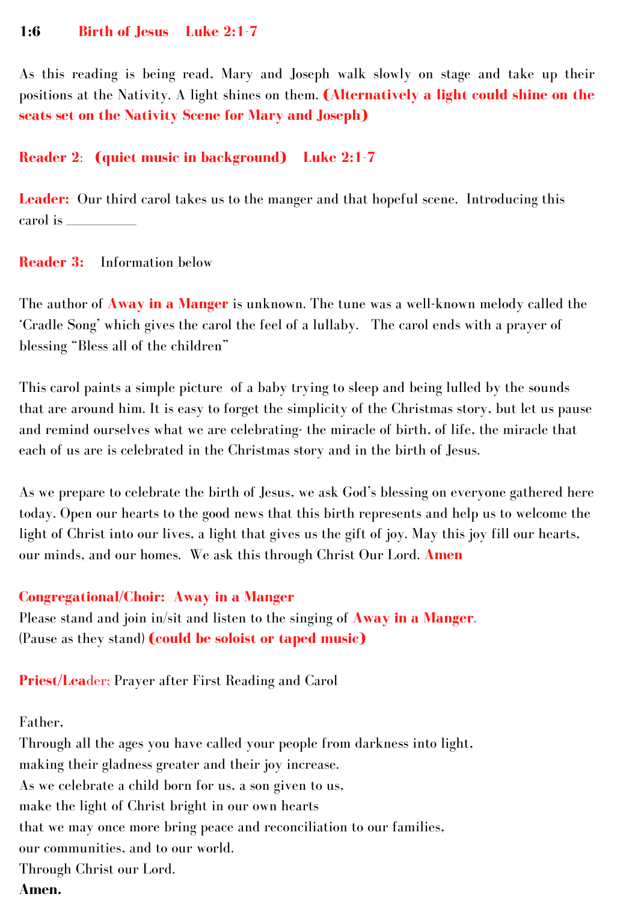**1:6 Birth of Jesus Luke 2:1-7**

As this reading is being read, Mary and Joseph walk slowly on stage and take up their positions at the Nativity. A light shines on them. **(Alternatively a light could shine on the seats set on the Nativity Scene for Mary and Joseph)**

**Reader 2: (quiet music in background) Luke 2:1-7**

**Leader:** Our third carol takes us to the manger and that hopeful scene. Introducing this carol is __________

**Reader 3:** Information below

The author of **Away in a Manger** is unknown. The tune was a well-known melody called the 'Cradle Song' which gives the carol the feel of a lullaby. The carol ends with a prayer of blessing "Bless all of the children"

This carol paints a simple picture of a baby trying to sleep and being lulled by the sounds that are around him. It is easy to forget the simplicity of the Christmas story, but let us pause and remind ourselves what we are celebrating- the miracle of birth, of life, the miracle that each of us are is celebrated in the Christmas story and in the birth of Jesus.

As we prepare to celebrate the birth of Jesus, we ask God's blessing on everyone gathered here today. Open our hearts to the good news that this birth represents and help us to welcome the light of Christ into our lives, a light that gives us the gift of joy. May this joy fill our hearts, our minds, and our homes. We ask this through Christ Our Lord. **Amen**

**Congregational/Choir: Away in a Manger**
Please stand and join in/sit and listen to the singing of **Away in a Manger**.
(Pause as they stand) **(could be soloist or taped music)**

**Priest/Leader:** Prayer after First Reading and Carol

Father,
Through all the ages you have called your people from darkness into light,
making their gladness greater and their joy increase.
As we celebrate a child born for us, a son given to us,
make the light of Christ bright in our own hearts
that we may once more bring peace and reconciliation to our families,
our communities, and to our world.
Through Christ our Lord.
**Amen.**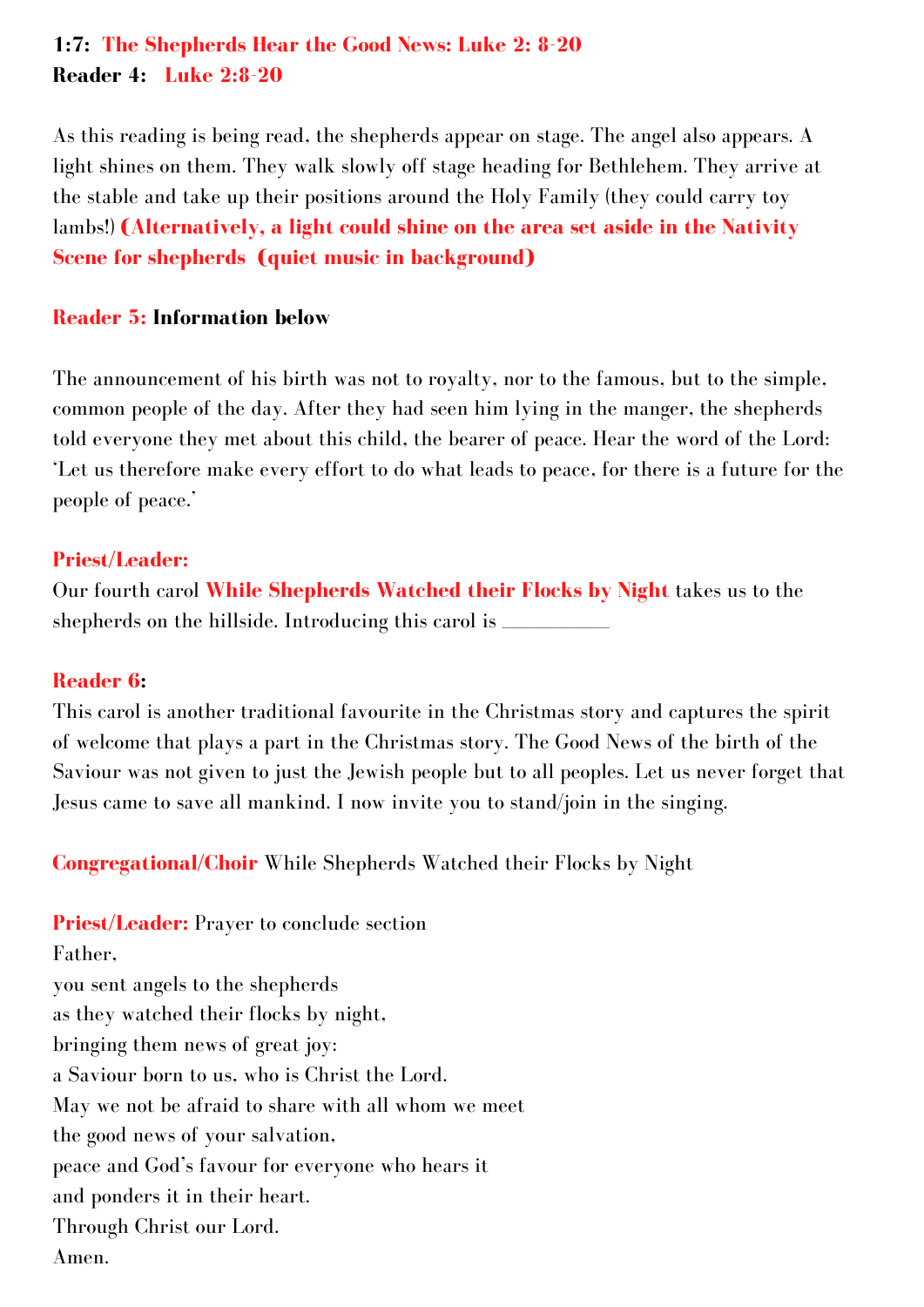**1:7: The Shepherds Hear the Good News: Luke 2: 8-20**
**Reader 4: Luke 2:8-20**

As this reading is being read, the shepherds appear on stage. The angel also appears. A light shines on them. They walk slowly off stage heading for Bethlehem. They arrive at the stable and take up their positions around the Holy Family (they could carry toy lambs!) **(Alternatively, a light could shine on the area set aside in the Nativity Scene for shepherds (quiet music in background)**

**Reader 5:** **Information below**

The announcement of his birth was not to royalty, nor to the famous, but to the simple, common people of the day. After they had seen him lying in the manger, the shepherds told everyone they met about this child, the bearer of peace. Hear the word of the Lord: 'Let us therefore make every effort to do what leads to peace, for there is a future for the people of peace.'

**Priest/Leader:**
Our fourth carol **While Shepherds Watched their Flocks by Night** takes us to the shepherds on the hillside. Introducing this carol is __________

**Reader 6:**
This carol is another traditional favourite in the Christmas story and captures the spirit of welcome that plays a part in the Christmas story. The Good News of the birth of the Saviour was not given to just the Jewish people but to all peoples. Let us never forget that Jesus came to save all mankind. I now invite you to stand/join in the singing.

**Congregational/Choir** While Shepherds Watched their Flocks by Night

**Priest/Leader:** Prayer to conclude section
Father,
you sent angels to the shepherds
as they watched their flocks by night,
bringing them news of great joy:
a Saviour born to us, who is Christ the Lord.
May we not be afraid to share with all whom we meet
the good news of your salvation,
peace and God's favour for everyone who hears it
and ponders it in their heart.
Through Christ our Lord.
Amen.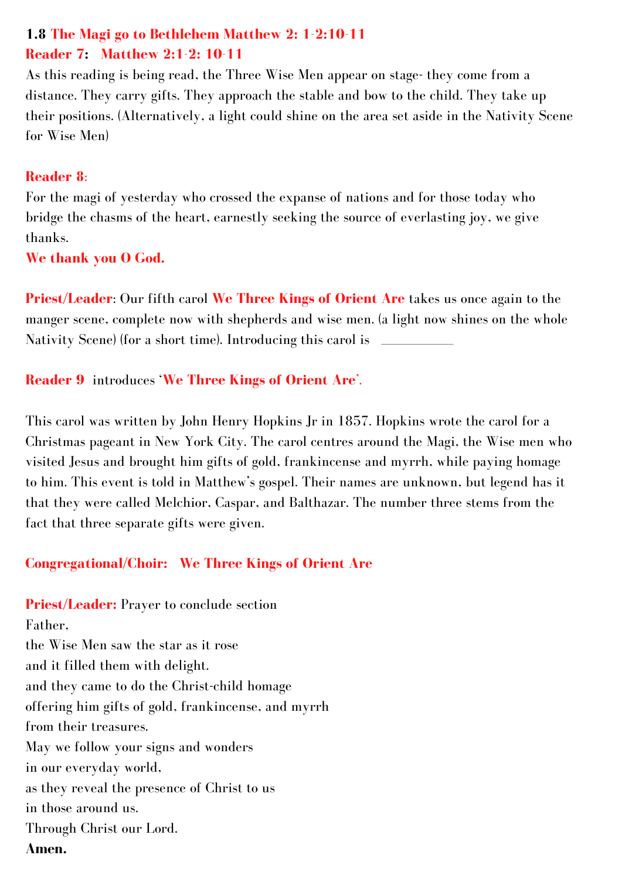**1.8 The Magi go to Bethlehem Matthew 2: 1-2:10-11**

**Reader 7: Matthew 2:1-2: 10-11**

As this reading is being read, the Three Wise Men appear on stage- they come from a distance. They carry gifts. They approach the stable and bow to the child. They take up their positions. (Alternatively, a light could shine on the area set aside in the Nativity Scene for Wise Men)

**Reader 8**:

For the magi of yesterday who crossed the expanse of nations and for those today who bridge the chasms of the heart, earnestly seeking the source of everlasting joy, we give thanks.

**We thank you O God.**

**Priest/Leader**: Our fifth carol **We Three Kings of Orient Are** takes us once again to the manger scene, complete now with shepherds and wise men. (a light now shines on the whole Nativity Scene) (for a short time). Introducing this carol is __________

**Reader 9** introduces '**We Three Kings of Orient Are**'.

This carol was written by John Henry Hopkins Jr in 1857. Hopkins wrote the carol for a Christmas pageant in New York City. The carol centres around the Magi, the Wise men who visited Jesus and brought him gifts of gold, frankincense and myrrh, while paying homage to him. This event is told in Matthew's gospel. Their names are unknown, but legend has it that they were called Melchior, Caspar, and Balthazar. The number three stems from the fact that three separate gifts were given.

**Congregational/Choir: We Three Kings of Orient Are**

**Priest/Leader:** Prayer to conclude section

Father,  
the Wise Men saw the star as it rose  
and it filled them with delight.  
and they came to do the Christ-child homage  
offering him gifts of gold, frankincense, and myrrh  
from their treasures.  
May we follow your signs and wonders  
in our everyday world,  
as they reveal the presence of Christ to us  
in those around us.  
Through Christ our Lord.  
**Amen.**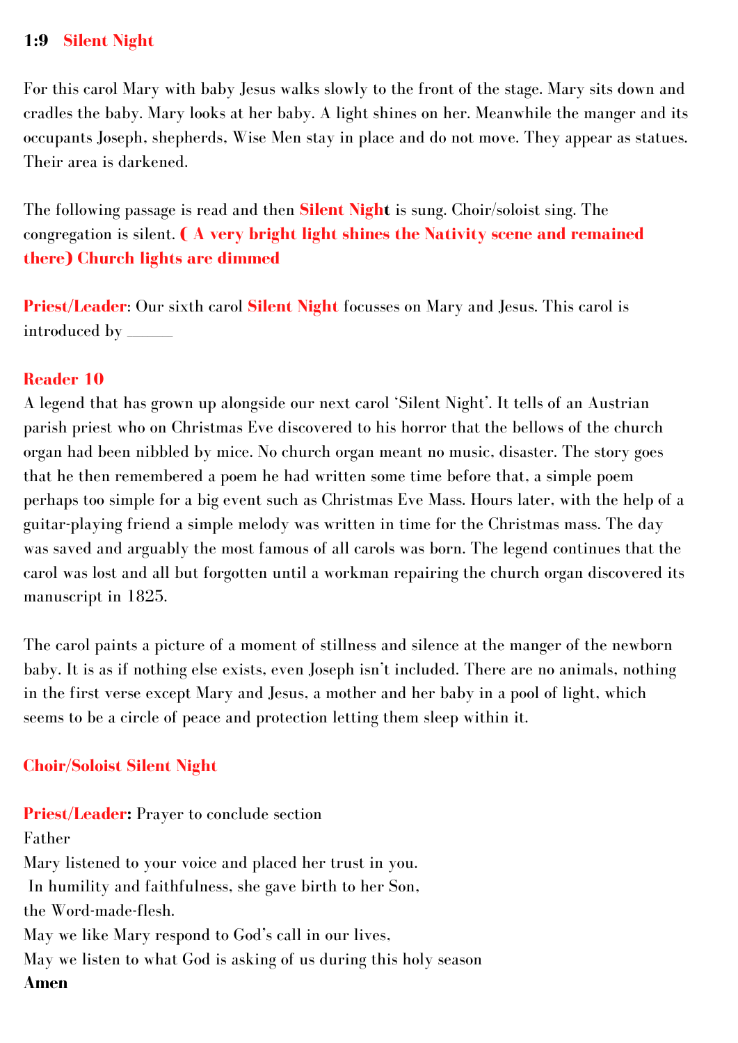**1:9 Silent Night**

For this carol Mary with baby Jesus walks slowly to the front of the stage. Mary sits down and cradles the baby. Mary looks at her baby. A light shines on her. Meanwhile the manger and its occupants Joseph, shepherds, Wise Men stay in place and do not move. They appear as statues. Their area is darkened.

The following passage is read and then **Silent Night** is sung. Choir/soloist sing. The congregation is silent. **( A very bright light shines the Nativity scene and remained there) Church lights are dimmed**

**Priest/Leader**: Our sixth carol **Silent Night** focusses on Mary and Jesus. This carol is introduced by ______

**Reader 10**

A legend that has grown up alongside our next carol 'Silent Night'. It tells of an Austrian parish priest who on Christmas Eve discovered to his horror that the bellows of the church organ had been nibbled by mice. No church organ meant no music, disaster. The story goes that he then remembered a poem he had written some time before that, a simple poem perhaps too simple for a big event such as Christmas Eve Mass. Hours later, with the help of a guitar-playing friend a simple melody was written in time for the Christmas mass. The day was saved and arguably the most famous of all carols was born. The legend continues that the carol was lost and all but forgotten until a workman repairing the church organ discovered its manuscript in 1825.

The carol paints a picture of a moment of stillness and silence at the manger of the newborn baby. It is as if nothing else exists, even Joseph isn't included. There are no animals, nothing in the first verse except Mary and Jesus, a mother and her baby in a pool of light, which seems to be a circle of peace and protection letting them sleep within it.

**Choir/Soloist Silent Night**

**Priest/Leader:** Prayer to conclude section

Father

Mary listened to your voice and placed her trust in you.

In humility and faithfulness, she gave birth to her Son,

the Word-made-flesh.

May we like Mary respond to God's call in our lives,

May we listen to what God is asking of us during this holy season

**Amen**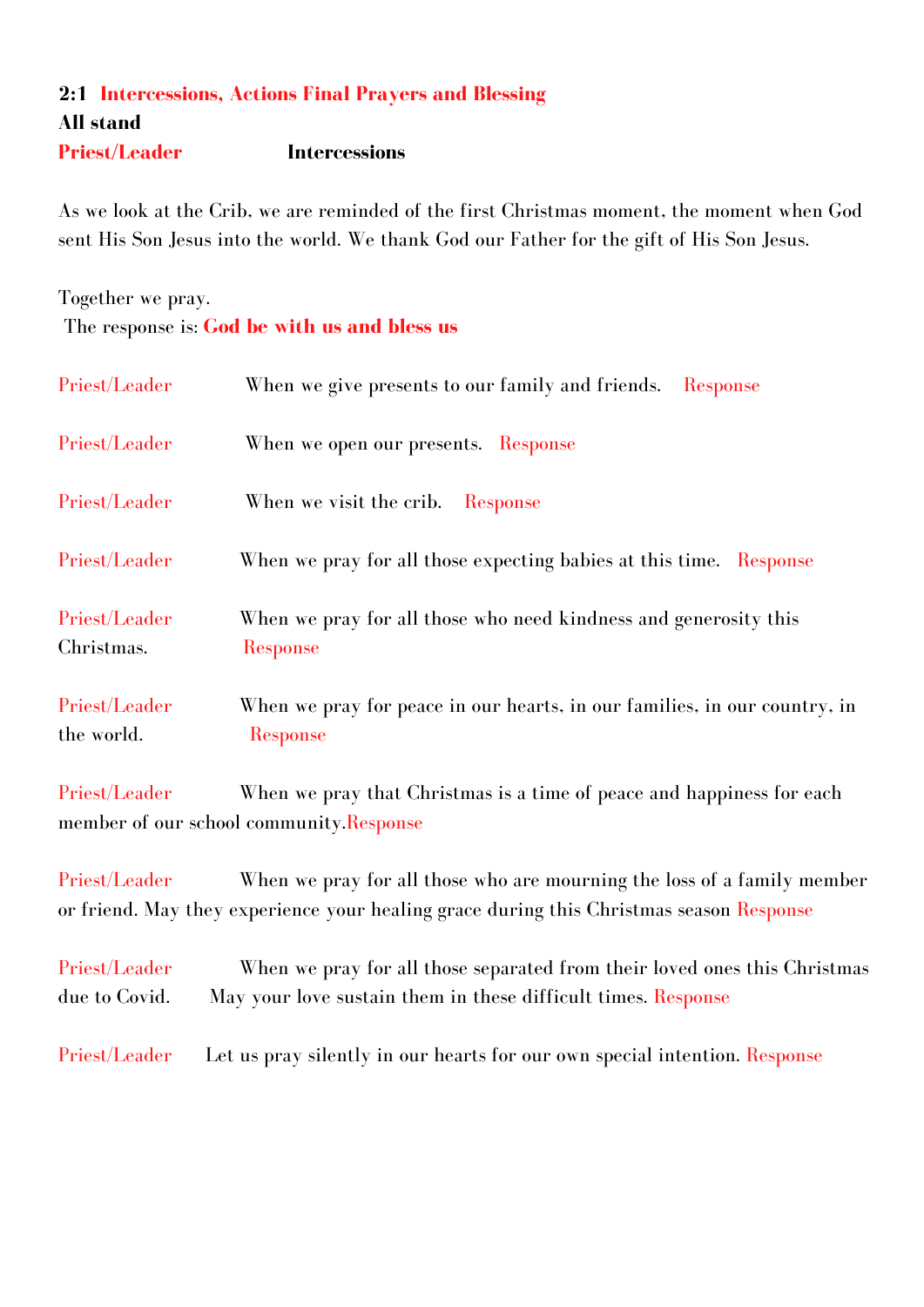## 2:1 Intercessions, Actions Final Prayers and Blessing

**All stand**

**Priest/Leader** **Intercessions**

As we look at the Crib, we are reminded of the first Christmas moment, the moment when God sent His Son Jesus into the world. We thank God our Father for the gift of His Son Jesus.

Together we pray.
The response is: **God be with us and bless us**

Priest/Leader When we give presents to our family and friends. Response

Priest/Leader When we open our presents. Response

Priest/Leader When we visit the crib. Response

Priest/Leader When we pray for all those expecting babies at this time. Response

Priest/Leader When we pray for all those who need kindness and generosity this Christmas. Response

Priest/Leader When we pray for peace in our hearts, in our families, in our country, in the world. Response

Priest/Leader When we pray that Christmas is a time of peace and happiness for each member of our school community.Response

Priest/Leader When we pray for all those who are mourning the loss of a family member or friend. May they experience your healing grace during this Christmas season Response

Priest/Leader When we pray for all those separated from their loved ones this Christmas due to Covid. May your love sustain them in these difficult times. Response

Priest/Leader Let us pray silently in our hearts for our own special intention. Response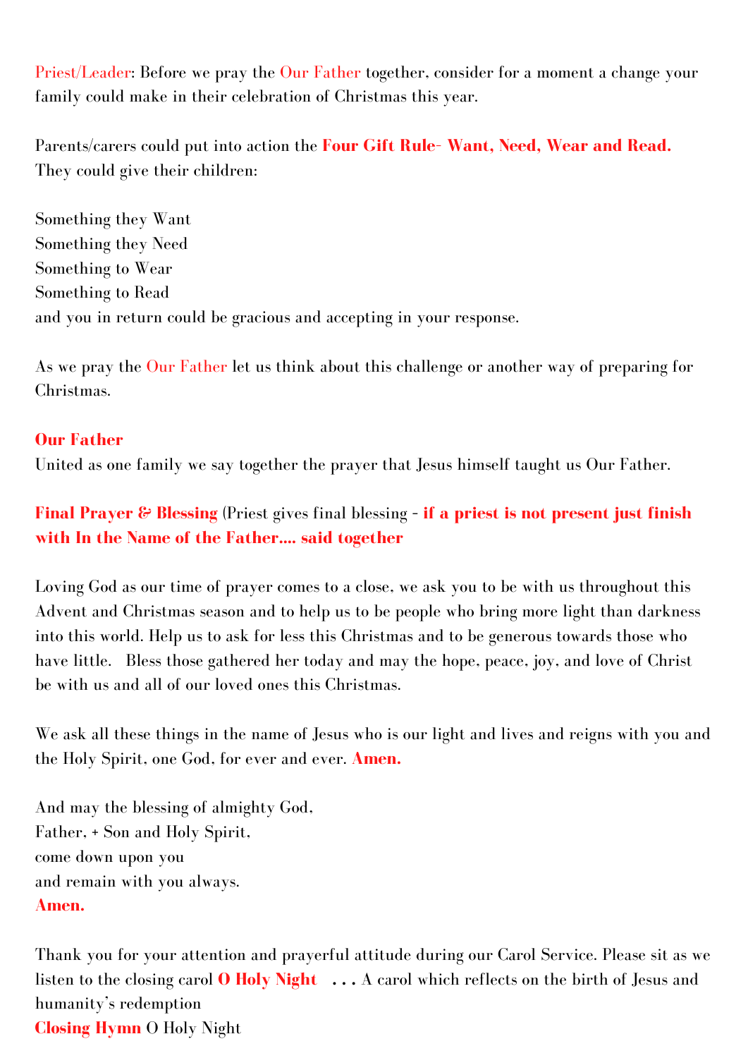Priest/Leader: Before we pray the Our Father together, consider for a moment a change your family could make in their celebration of Christmas this year.

Parents/carers could put into action the **Four Gift Rule- Want, Need, Wear and Read.** They could give their children:

Something they Want
Something they Need
Something to Wear
Something to Read
and you in return could be gracious and accepting in your response.

As we pray the Our Father let us think about this challenge or another way of preparing for Christmas.

**Our Father**
United as one family we say together the prayer that Jesus himself taught us Our Father.

**Final Prayer & Blessing** (Priest gives final blessing - **if a priest is not present just finish with In the Name of the Father…. said together**

Loving God as our time of prayer comes to a close, we ask you to be with us throughout this Advent and Christmas season and to help us to be people who bring more light than darkness into this world. Help us to ask for less this Christmas and to be generous towards those who have little. Bless those gathered her today and may the hope, peace, joy, and love of Christ be with us and all of our loved ones this Christmas.

We ask all these things in the name of Jesus who is our light and lives and reigns with you and the Holy Spirit, one God, for ever and ever. **Amen.**

And may the blessing of almighty God,
Father, + Son and Holy Spirit,
come down upon you
and remain with you always.
**Amen.**

Thank you for your attention and prayerful attitude during our Carol Service. Please sit as we listen to the closing carol **O Holy Night** . . . A carol which reflects on the birth of Jesus and humanity's redemption
**Closing Hymn** O Holy Night